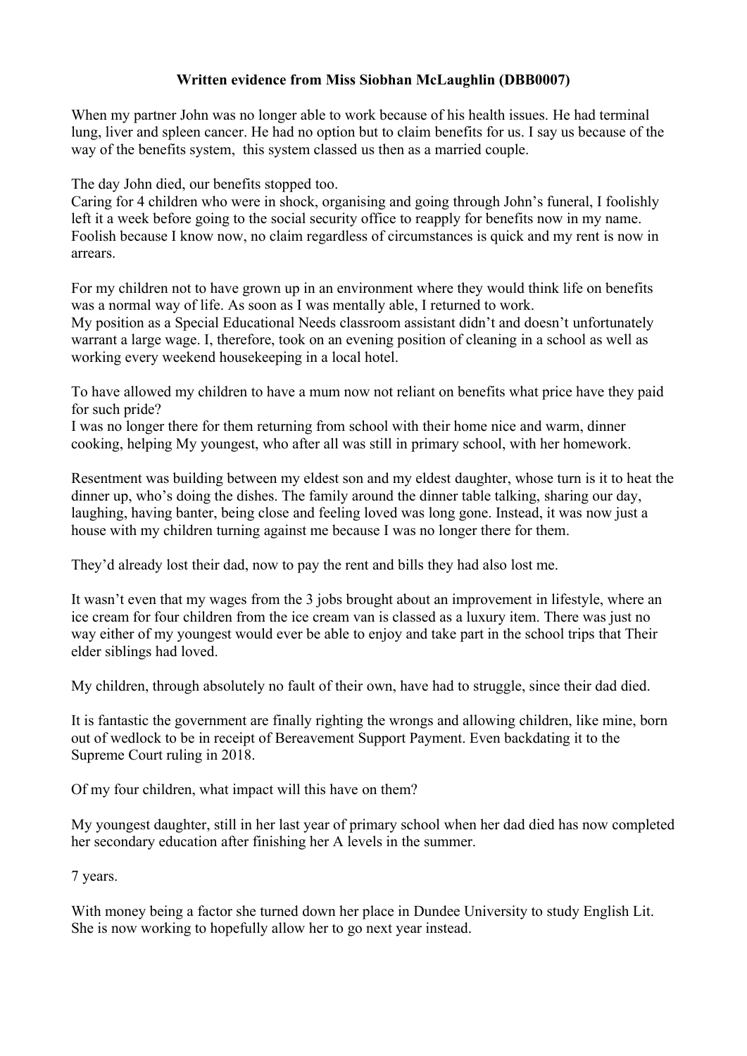**Written evidence from Miss Siobhan McLaughlin (DBB0007)**

When my partner John was no longer able to work because of his health issues. He had terminal lung, liver and spleen cancer. He had no option but to claim benefits for us. I say us because of the way of the benefits system, this system classed us then as a married couple.

The day John died, our benefits stopped too.
Caring for 4 children who were in shock, organising and going through John's funeral, I foolishly left it a week before going to the social security office to reapply for benefits now in my name. Foolish because I know now, no claim regardless of circumstances is quick and my rent is now in arrears.

For my children not to have grown up in an environment where they would think life on benefits was a normal way of life. As soon as I was mentally able, I returned to work.
My position as a Special Educational Needs classroom assistant didn't and doesn't unfortunately warrant a large wage. I, therefore, took on an evening position of cleaning in a school as well as working every weekend housekeeping in a local hotel.

To have allowed my children to have a mum now not reliant on benefits what price have they paid for such pride?
I was no longer there for them returning from school with their home nice and warm, dinner cooking, helping My youngest, who after all was still in primary school, with her homework.

Resentment was building between my eldest son and my eldest daughter, whose turn is it to heat the dinner up, who's doing the dishes. The family around the dinner table talking, sharing our day, laughing, having banter, being close and feeling loved was long gone. Instead, it was now just a house with my children turning against me because I was no longer there for them.

They'd already lost their dad, now to pay the rent and bills they had also lost me.

It wasn't even that my wages from the 3 jobs brought about an improvement in lifestyle, where an ice cream for four children from the ice cream van is classed as a luxury item. There was just no way either of my youngest would ever be able to enjoy and take part in the school trips that Their elder siblings had loved.

My children, through absolutely no fault of their own, have had to struggle, since their dad died.

It is fantastic the government are finally righting the wrongs and allowing children, like mine, born out of wedlock to be in receipt of Bereavement Support Payment. Even backdating it to the Supreme Court ruling in 2018.

Of my four children, what impact will this have on them?

My youngest daughter, still in her last year of primary school when her dad died has now completed her secondary education after finishing her A levels in the summer.

7 years.

With money being a factor she turned down her place in Dundee University to study English Lit. She is now working to hopefully allow her to go next year instead.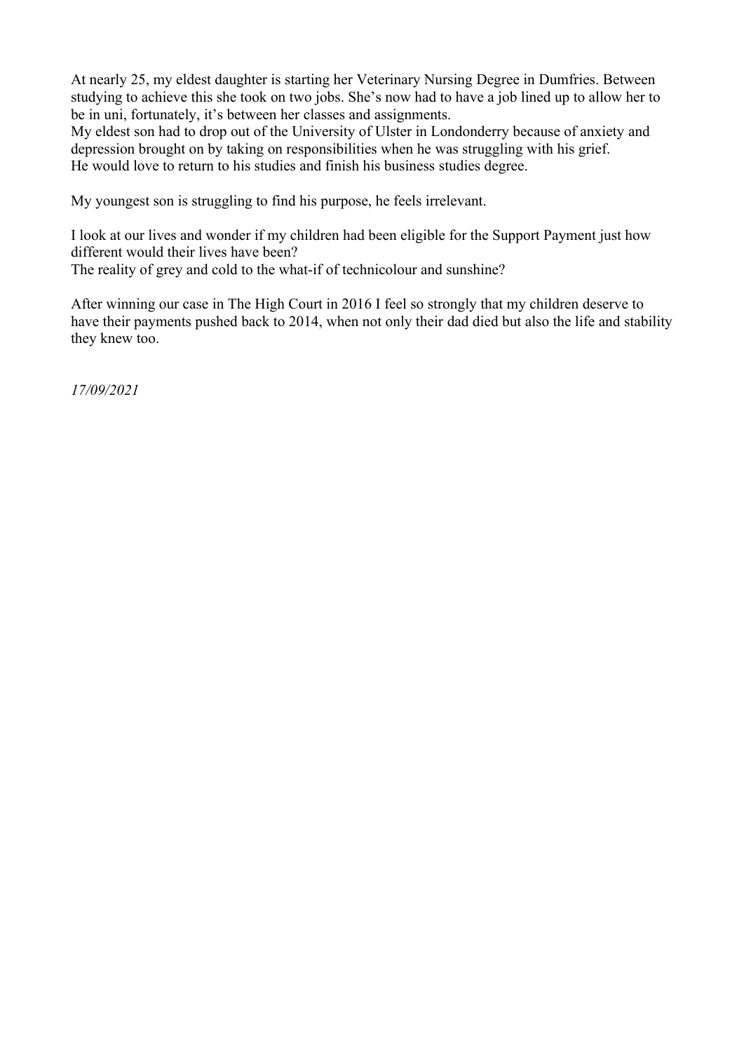At nearly 25, my eldest daughter is starting her Veterinary Nursing Degree in Dumfries. Between studying to achieve this she took on two jobs. She's now had to have a job lined up to allow her to be in uni, fortunately, it's between her classes and assignments.
My eldest son had to drop out of the University of Ulster in Londonderry because of anxiety and depression brought on by taking on responsibilities when he was struggling with his grief.
He would love to return to his studies and finish his business studies degree.

My youngest son is struggling to find his purpose, he feels irrelevant.

I look at our lives and wonder if my children had been eligible for the Support Payment just how different would their lives have been?
The reality of grey and cold to the what-if of technicolour and sunshine?

After winning our case in The High Court in 2016 I feel so strongly that my children deserve to have their payments pushed back to 2014, when not only their dad died but also the life and stability they knew too.

*17/09/2021*